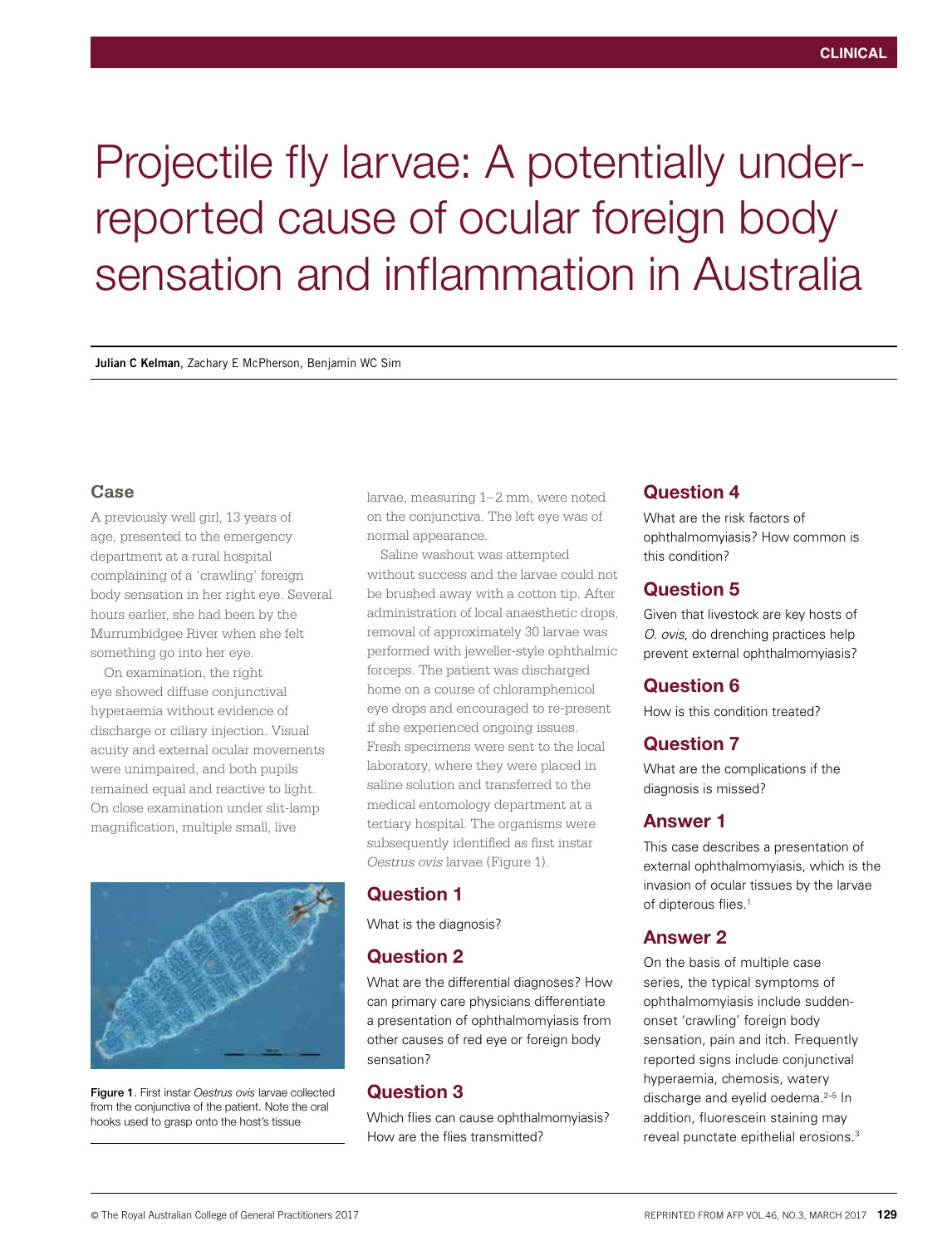# Projectile fly larvae: A potentially under-reported cause of ocular foreign body sensation and inflammation in Australia

**Julian C Kelman**, Zachary E McPherson, Benjamin WC Sim

## Case

A previously well girl, 13 years of age, presented to the emergency department at a rural hospital complaining of a 'crawling' foreign body sensation in her right eye. Several hours earlier, she had been by the Murrumbidgee River when she felt something go into her eye.

On examination, the right eye showed diffuse conjunctival hyperaemia without evidence of discharge or ciliary injection. Visual acuity and external ocular movements were unimpaired, and both pupils remained equal and reactive to light. On close examination under slit-lamp magnification, multiple small, live larvae, measuring 1–2 mm, were noted on the conjunctiva. The left eye was of normal appearance.

Saline washout was attempted without success and the larvae could not be brushed away with a cotton tip. After administration of local anaesthetic drops, removal of approximately 30 larvae was performed with jeweller-style ophthalmic forceps. The patient was discharged home on a course of chloramphenicol eye drops and encouraged to re-present if she experienced ongoing issues. Fresh specimens were sent to the local laboratory, where they were placed in saline solution and transferred to the medical entomology department at a tertiary hospital. The organisms were subsequently identified as first instar *Oestrus ovis* larvae (Figure 1).

Figure 1. First instar *Oestrus ovis* larvae collected from the conjunctiva of the patient. Note the oral hooks used to grasp onto the host's tissue

## Question 1

What is the diagnosis?

## Question 2

What are the differential diagnoses? How can primary care physicians differentiate a presentation of ophthalmomyiasis from other causes of red eye or foreign body sensation?

## Question 3

Which flies can cause ophthalmomyiasis? How are the flies transmitted?

## Question 4

What are the risk factors of ophthalmomyiasis? How common is this condition?

## Question 5

Given that livestock are key hosts of *O. ovis*, do drenching practices help prevent external ophthalmomyiasis?

## Question 6

How is this condition treated?

## Question 7

What are the complications if the diagnosis is missed?

## Answer 1

This case describes a presentation of external ophthalmomyiasis, which is the invasion of ocular tissues by the larvae of dipterous flies.[1]

## Answer 2

On the basis of multiple case series, the typical symptoms of ophthalmomyiasis include sudden-onset 'crawling' foreign body sensation, pain and itch. Frequently reported signs include conjunctival hyperaemia, chemosis, watery discharge and eyelid oedema.[2–5] In addition, fluorescein staining may reveal punctate epithelial erosions.[3]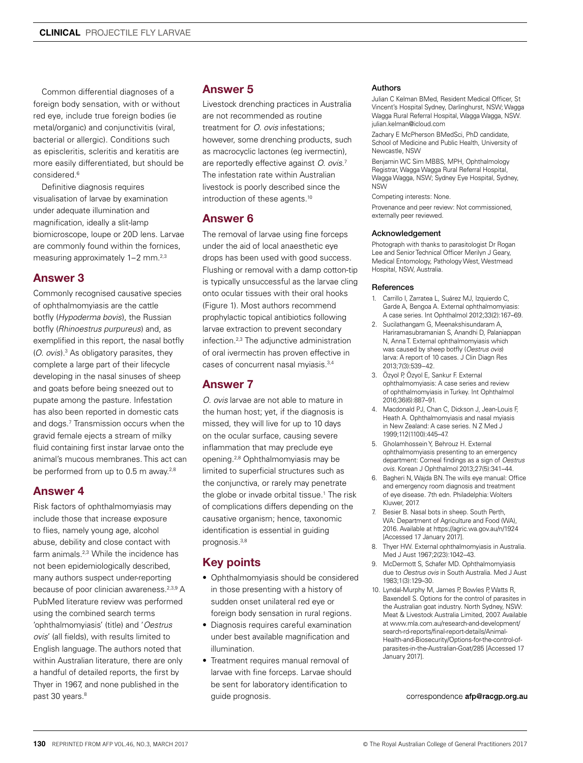Common differential diagnoses of a foreign body sensation, with or without red eye, include true foreign bodies (ie metal/organic) and conjunctivitis (viral, bacterial or allergic). Conditions such as episcleritis, scleritis and keratitis are more easily differentiated, but should be considered.[6]

Definitive diagnosis requires visualisation of larvae by examination under adequate illumination and magnification, ideally a slit-lamp biomicroscope, loupe or 20D lens. Larvae are commonly found within the fornices, measuring approximately 1–2 mm.[2,3]

## Answer 3

Commonly recognised causative species of ophthalmomyiasis are the cattle botfly (*Hypoderma bovis*), the Russian botfly (*Rhinoestrus purpureus*) and, as exemplified in this report, the nasal botfly (*O. ovis*).[3] As obligatory parasites, they complete a large part of their lifecycle developing in the nasal sinuses of sheep and goats before being sneezed out to pupate among the pasture. Infestation has also been reported in domestic cats and dogs.[7] Transmission occurs when the gravid female ejects a stream of milky fluid containing first instar larvae onto the animal's mucous membranes. This act can be performed from up to 0.5 m away.[2,8]

## Answer 4

Risk factors of ophthalmomyiasis may include those that increase exposure to flies, namely young age, alcohol abuse, debility and close contact with farm animals.[2,3] While the incidence has not been epidemiologically described, many authors suspect under-reporting because of poor clinician awareness.[2,3,9] A PubMed literature review was performed using the combined search terms 'ophthalmomyiasis' (title) and '*Oestrus ovis*' (all fields), with results limited to English language. The authors noted that within Australian literature, there are only a handful of detailed reports, the first by Thyer in 1967, and none published in the past 30 years.[8]

## Answer 5

Livestock drenching practices in Australia are not recommended as routine treatment for *O. ovis* infestations; however, some drenching products, such as macrocyclic lactones (eg ivermectin), are reportedly effective against *O. ovis*.[7] The infestation rate within Australian livestock is poorly described since the introduction of these agents.[10]

## Answer 6

The removal of larvae using fine forceps under the aid of local anaesthetic eye drops has been used with good success. Flushing or removal with a damp cotton-tip is typically unsuccessful as the larvae cling onto ocular tissues with their oral hooks (Figure 1). Most authors recommend prophylactic topical antibiotics following larvae extraction to prevent secondary infection.[2,3] The adjunctive administration of oral ivermectin has proven effective in cases of concurrent nasal myiasis.[3,4]

## Answer 7

*O. ovis* larvae are not able to mature in the human host; yet, if the diagnosis is missed, they will live for up to 10 days on the ocular surface, causing severe inflammation that may preclude eye opening.[2,8] Ophthalmomyiasis may be limited to superficial structures such as the conjunctiva, or rarely may penetrate the globe or invade orbital tissue.[1] The risk of complications differs depending on the causative organism; hence, taxonomic identification is essential in guiding prognosis.[3,8]

## Key points

- Ophthalmomyiasis should be considered in those presenting with a history of sudden onset unilateral red eye or foreign body sensation in rural regions.
- Diagnosis requires careful examination under best available magnification and illumination.
- Treatment requires manual removal of larvae with fine forceps. Larvae should be sent for laboratory identification to guide prognosis.

### Authors

Julian C Kelman BMed, Resident Medical Officer, St Vincent's Hospital Sydney, Darlinghurst, NSW; Wagga Wagga Rural Referral Hospital, Wagga Wagga, NSW. julian.kelman@icloud.com

Zachary E McPherson BMedSci, PhD candidate, School of Medicine and Public Health, University of Newcastle, NSW

Benjamin WC Sim MBBS, MPH, Ophthalmology Registrar, Wagga Wagga Rural Referral Hospital, Wagga Wagga, NSW; Sydney Eye Hospital, Sydney, NSW

Competing interests: None.

Provenance and peer review: Not commissioned, externally peer reviewed.

### Acknowledgement

Photograph with thanks to parasitologist Dr Rogan Lee and Senior Technical Officer Merilyn J Geary, Medical Entomology, Pathology West, Westmead Hospital, NSW, Australia.

### References

1. Carrillo I, Zarratea L, Suárez MJ, Izquierdo C, Garde A, Bengoa A. External ophthalmomyiasis: A case series. Int Ophthalmol 2012;33(2):167–69.
2. Sucilathangam G, Meenakshisundaram A, Hariramasubramanian S, Anandhi D, Palaniappan N, Anna T. External ophthalmomyiasis which was caused by sheep botfly (*Oestrus ovis*) larva: A report of 10 cases. J Clin Diagn Res 2013;7(3):539–42.
3. Özyol P, Özyol E, Sankur F. External ophthalmomyiasis: A case series and review of ophthalmomyiasis in Turkey. Int Ophthalmol 2016;36(6):887–91.
4. Macdonald PJ, Chan C, Dickson J, Jean-Louis F, Heath A. Ophthalmomyiasis and nasal myiasis in New Zealand: A case series. N Z Med J 1999;112(1100):445–47.
5. Gholamhossein Y, Behrouz H. External ophthalmomyiasis presenting to an emergency department: Corneal findings as a sign of *Oestrus ovis*. Korean J Ophthalmol 2013;27(5):341–44.
6. Bagheri N, Wajda BN. The wills eye manual: Office and emergency room diagnosis and treatment of eye disease. 7th edn. Philadelphia: Wolters Kluwer, 2017.
7. Besier B. Nasal bots in sheep. South Perth, WA: Department of Agriculture and Food (WA), 2016. Available at https://agric.wa.gov.au/n/1924 [Accessed 17 January 2017].
8. Thyer HW. External ophthalmomyiasis in Australia. Med J Aust 1967;2(23):1042–43.
9. McDermott S, Schafer MD. Ophthalmomyiasis due to *Oestrus ovis* in South Australia. Med J Aust 1983;1(3):129–30.
10. Lyndal-Murphy M, James P, Bowles P, Watts R, Baxendell S. Options for the control of parasites in the Australian goat industry. North Sydney, NSW: Meat & Livestock Australia Limited, 2007. Available at www.mla.com.au/research-and-development/search-rd-reports/final-report-details/Animal-Health-and-Biosecurity/Options-for-the-control-of-parasites-in-the-Australian-Goat/285 [Accessed 17 January 2017].

correspondence **afp@racgp.org.au**